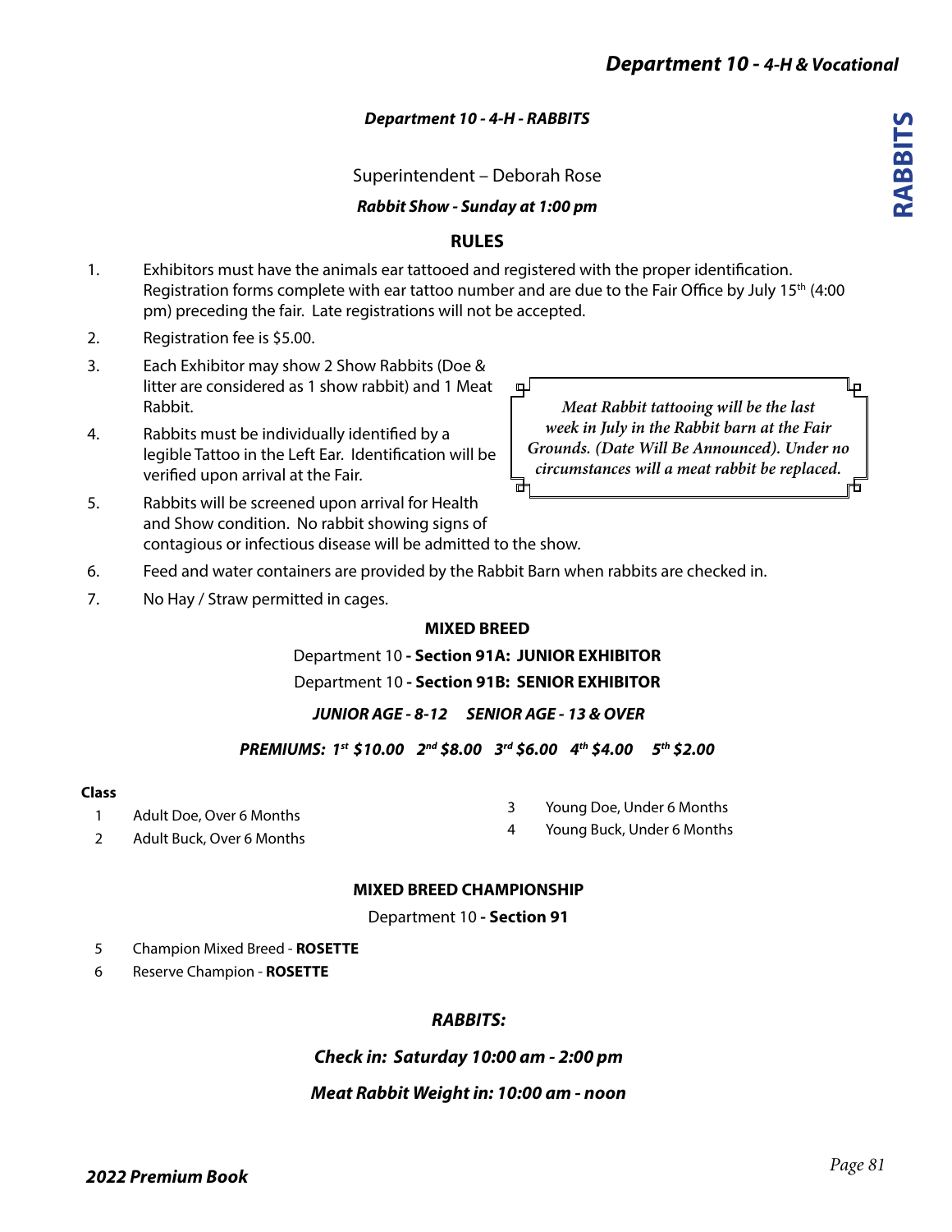## *Department 10 - 4-H - RABBITS*

Superintendent – Deborah Rose

***Rabbit Show - Sunday at 1:00 pm***

### RULES

1. Exhibitors must have the animals ear tattooed and registered with the proper identification. Registration forms complete with ear tattoo number and are due to the Fair Office by July 15th (4:00 pm) preceding the fair. Late registrations will not be accepted.
2. Registration fee is $5.00.
3. Each Exhibitor may show 2 Show Rabbits (Doe & litter are considered as 1 show rabbit) and 1 Meat Rabbit.
4. Rabbits must be individually identified by a legible Tattoo in the Left Ear. Identification will be verified upon arrival at the Fair.
5. Rabbits will be screened upon arrival for Health and Show condition. No rabbit showing signs of contagious or infectious disease will be admitted to the show.
6. Feed and water containers are provided by the Rabbit Barn when rabbits are checked in.
7. No Hay / Straw permitted in cages.

> *Meat Rabbit tattooing will be the last week in July in the Rabbit barn at the Fair Grounds. (Date Will Be Announced). Under no circumstances will a meat rabbit be replaced.*

### MIXED BREED

Department 10 **- Section 91A: JUNIOR EXHIBITOR**

Department 10 **- Section 91B: SENIOR EXHIBITOR**

***JUNIOR AGE - 8-12 SENIOR AGE - 13 & OVER***

***PREMIUMS: 1st $10.00 2nd $8.00 3rd $6.00 4th $4.00 5th $2.00***

**Class**

1. Adult Doe, Over 6 Months
2. Adult Buck, Over 6 Months
3. Young Doe, Under 6 Months
4. Young Buck, Under 6 Months

### MIXED BREED CHAMPIONSHIP

Department 10 **- Section 91**

5. Champion Mixed Breed - **ROSETTE**
6. Reserve Champion - **ROSETTE**

***RABBITS:***

***Check in: Saturday 10:00 am - 2:00 pm***

***Meat Rabbit Weight in: 10:00 am - noon***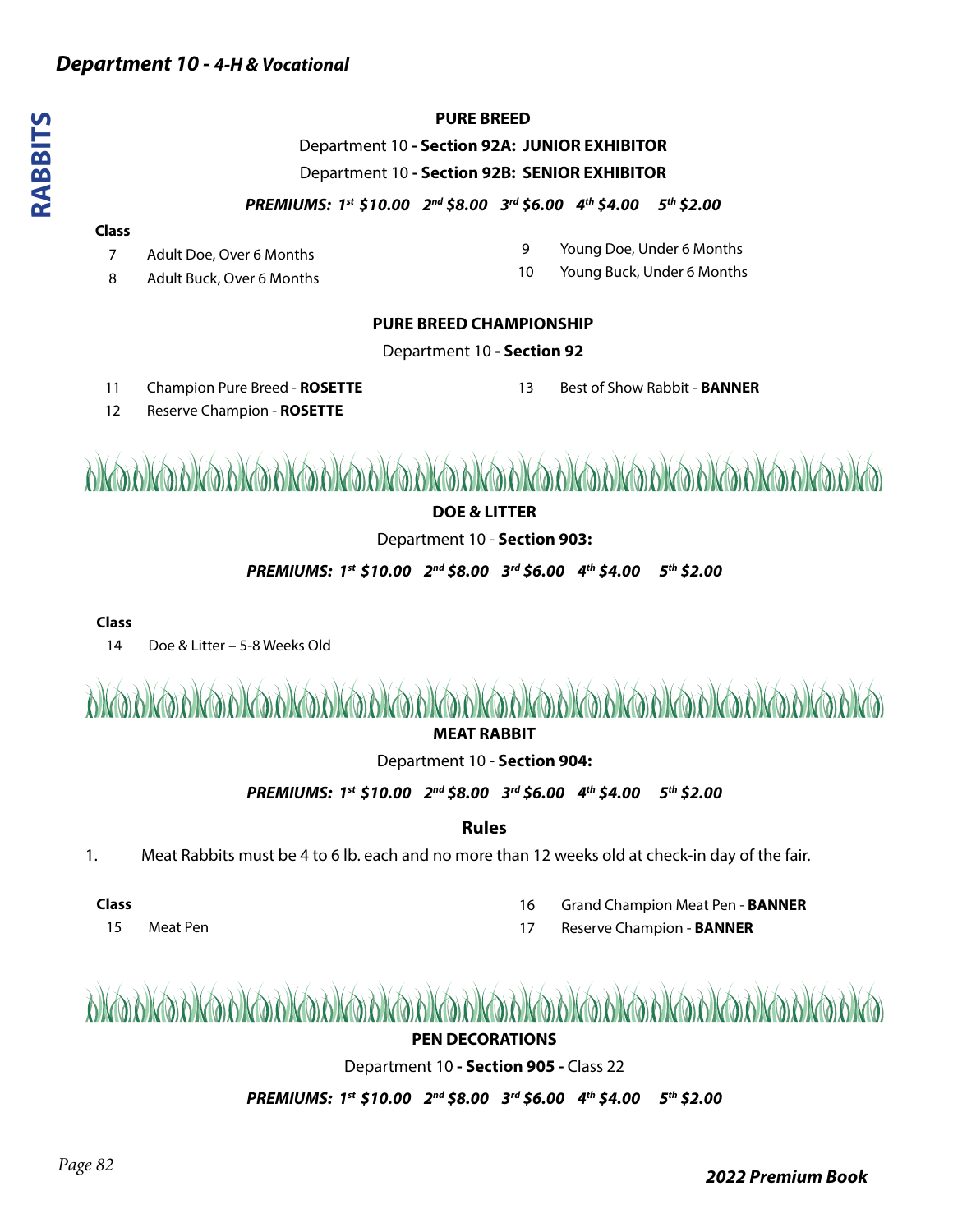## Department 10 - *4-H & Vocational*

**RABBITS**

### PURE BREED

Department 10 **- Section 92A: JUNIOR EXHIBITOR**

Department 10 **- Section 92B: SENIOR EXHIBITOR**

***PREMIUMS: 1st $10.00 2nd $8.00 3rd $6.00 4th $4.00 5th $2.00***

**Class**

7 Adult Doe, Over 6 Months

8 Adult Buck, Over 6 Months

9 Young Doe, Under 6 Months

10 Young Buck, Under 6 Months

### PURE BREED CHAMPIONSHIP

Department 10 **- Section 92**

11 Champion Pure Breed - **ROSETTE**

12 Reserve Champion - **ROSETTE**

13 Best of Show Rabbit - **BANNER**

### DOE & LITTER

Department 10 - **Section 903:**

***PREMIUMS: 1st $10.00 2nd $8.00 3rd $6.00 4th $4.00 5th $2.00***

**Class**

14 Doe & Litter – 5-8 Weeks Old

### MEAT RABBIT

Department 10 - **Section 904:**

***PREMIUMS: 1st $10.00 2nd $8.00 3rd $6.00 4th $4.00 5th $2.00***

**Rules**

1. Meat Rabbits must be 4 to 6 lb. each and no more than 12 weeks old at check-in day of the fair.

**Class**

15 Meat Pen

16 Grand Champion Meat Pen - **BANNER**

17 Reserve Champion - **BANNER**

### PEN DECORATIONS

Department 10 **- Section 905 -** Class 22

***PREMIUMS: 1st $10.00 2nd $8.00 3rd $6.00 4th $4.00 5th $2.00***